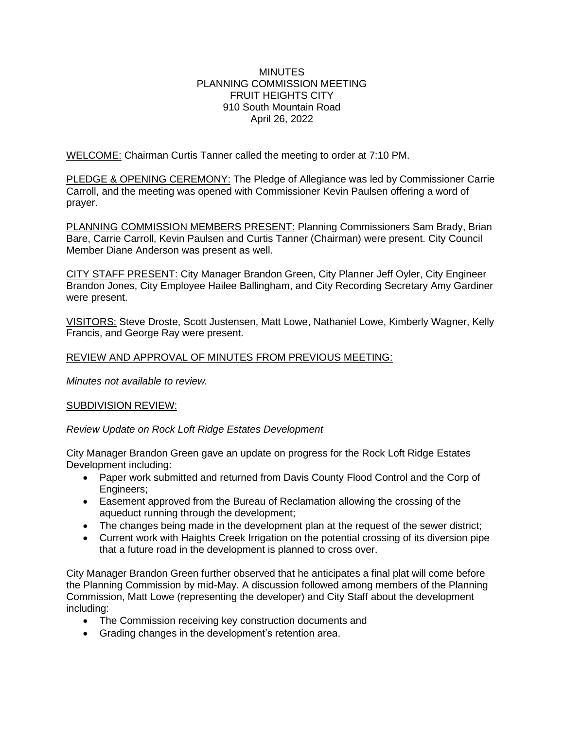# MINUTES
## PLANNING COMMISSION MEETING
## FRUIT HEIGHTS CITY
910 South Mountain Road
April 26, 2022

WELCOME: Chairman Curtis Tanner called the meeting to order at 7:10 PM.

PLEDGE & OPENING CEREMONY: The Pledge of Allegiance was led by Commissioner Carrie Carroll, and the meeting was opened with Commissioner Kevin Paulsen offering a word of prayer.

PLANNING COMMISSION MEMBERS PRESENT: Planning Commissioners Sam Brady, Brian Bare, Carrie Carroll, Kevin Paulsen and Curtis Tanner (Chairman) were present. City Council Member Diane Anderson was present as well.

CITY STAFF PRESENT: City Manager Brandon Green, City Planner Jeff Oyler, City Engineer Brandon Jones, City Employee Hailee Ballingham, and City Recording Secretary Amy Gardiner were present.

VISITORS: Steve Droste, Scott Justensen, Matt Lowe, Nathaniel Lowe, Kimberly Wagner, Kelly Francis, and George Ray were present.

REVIEW AND APPROVAL OF MINUTES FROM PREVIOUS MEETING:

*Minutes not available to review.*

SUBDIVISION REVIEW:

*Review Update on Rock Loft Ridge Estates Development*

City Manager Brandon Green gave an update on progress for the Rock Loft Ridge Estates Development including:

- Paper work submitted and returned from Davis County Flood Control and the Corp of Engineers;
- Easement approved from the Bureau of Reclamation allowing the crossing of the aqueduct running through the development;
- The changes being made in the development plan at the request of the sewer district;
- Current work with Haights Creek Irrigation on the potential crossing of its diversion pipe that a future road in the development is planned to cross over.

City Manager Brandon Green further observed that he anticipates a final plat will come before the Planning Commission by mid-May. A discussion followed among members of the Planning Commission, Matt Lowe (representing the developer) and City Staff about the development including:

- The Commission receiving key construction documents and
- Grading changes in the development's retention area.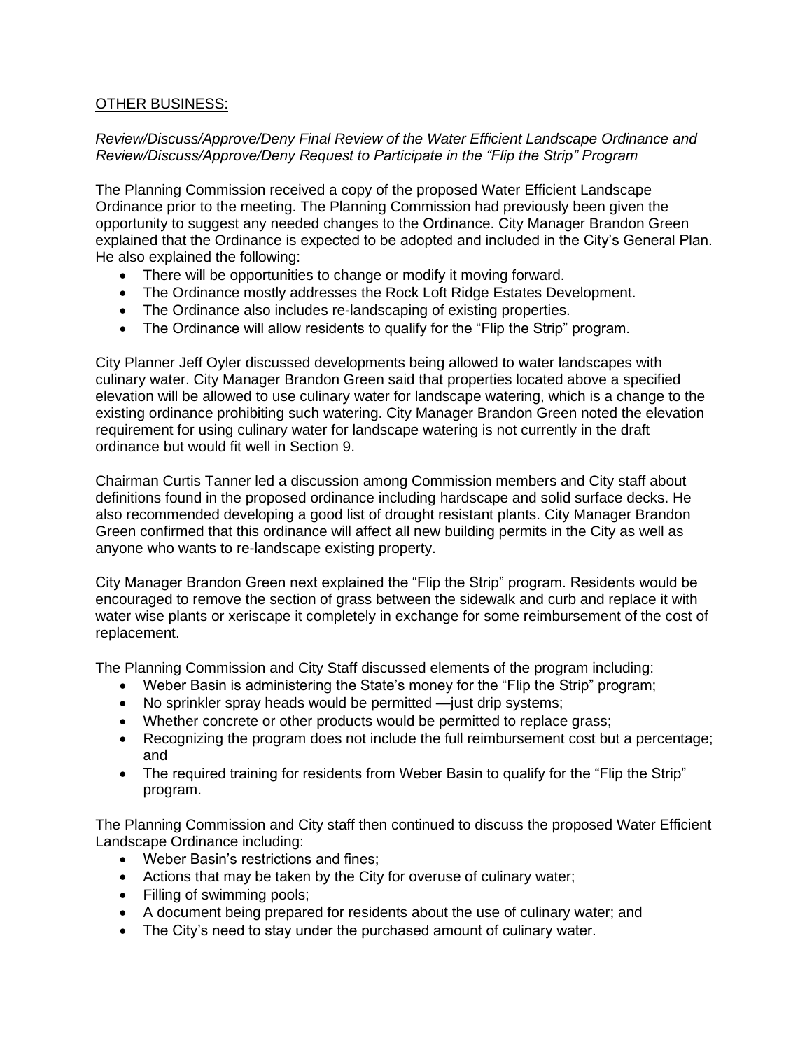## OTHER BUSINESS:

*Review/Discuss/Approve/Deny Final Review of the Water Efficient Landscape Ordinance and Review/Discuss/Approve/Deny Request to Participate in the "Flip the Strip" Program*

The Planning Commission received a copy of the proposed Water Efficient Landscape Ordinance prior to the meeting. The Planning Commission had previously been given the opportunity to suggest any needed changes to the Ordinance. City Manager Brandon Green explained that the Ordinance is expected to be adopted and included in the City's General Plan. He also explained the following:

- There will be opportunities to change or modify it moving forward.
- The Ordinance mostly addresses the Rock Loft Ridge Estates Development.
- The Ordinance also includes re-landscaping of existing properties.
- The Ordinance will allow residents to qualify for the "Flip the Strip" program.

City Planner Jeff Oyler discussed developments being allowed to water landscapes with culinary water. City Manager Brandon Green said that properties located above a specified elevation will be allowed to use culinary water for landscape watering, which is a change to the existing ordinance prohibiting such watering. City Manager Brandon Green noted the elevation requirement for using culinary water for landscape watering is not currently in the draft ordinance but would fit well in Section 9.

Chairman Curtis Tanner led a discussion among Commission members and City staff about definitions found in the proposed ordinance including hardscape and solid surface decks. He also recommended developing a good list of drought resistant plants. City Manager Brandon Green confirmed that this ordinance will affect all new building permits in the City as well as anyone who wants to re-landscape existing property.

City Manager Brandon Green next explained the "Flip the Strip" program. Residents would be encouraged to remove the section of grass between the sidewalk and curb and replace it with water wise plants or xeriscape it completely in exchange for some reimbursement of the cost of replacement.

The Planning Commission and City Staff discussed elements of the program including:

- Weber Basin is administering the State's money for the "Flip the Strip" program;
- No sprinkler spray heads would be permitted —just drip systems;
- Whether concrete or other products would be permitted to replace grass;
- Recognizing the program does not include the full reimbursement cost but a percentage; and
- The required training for residents from Weber Basin to qualify for the "Flip the Strip" program.

The Planning Commission and City staff then continued to discuss the proposed Water Efficient Landscape Ordinance including:

- Weber Basin's restrictions and fines;
- Actions that may be taken by the City for overuse of culinary water;
- Filling of swimming pools;
- A document being prepared for residents about the use of culinary water; and
- The City's need to stay under the purchased amount of culinary water.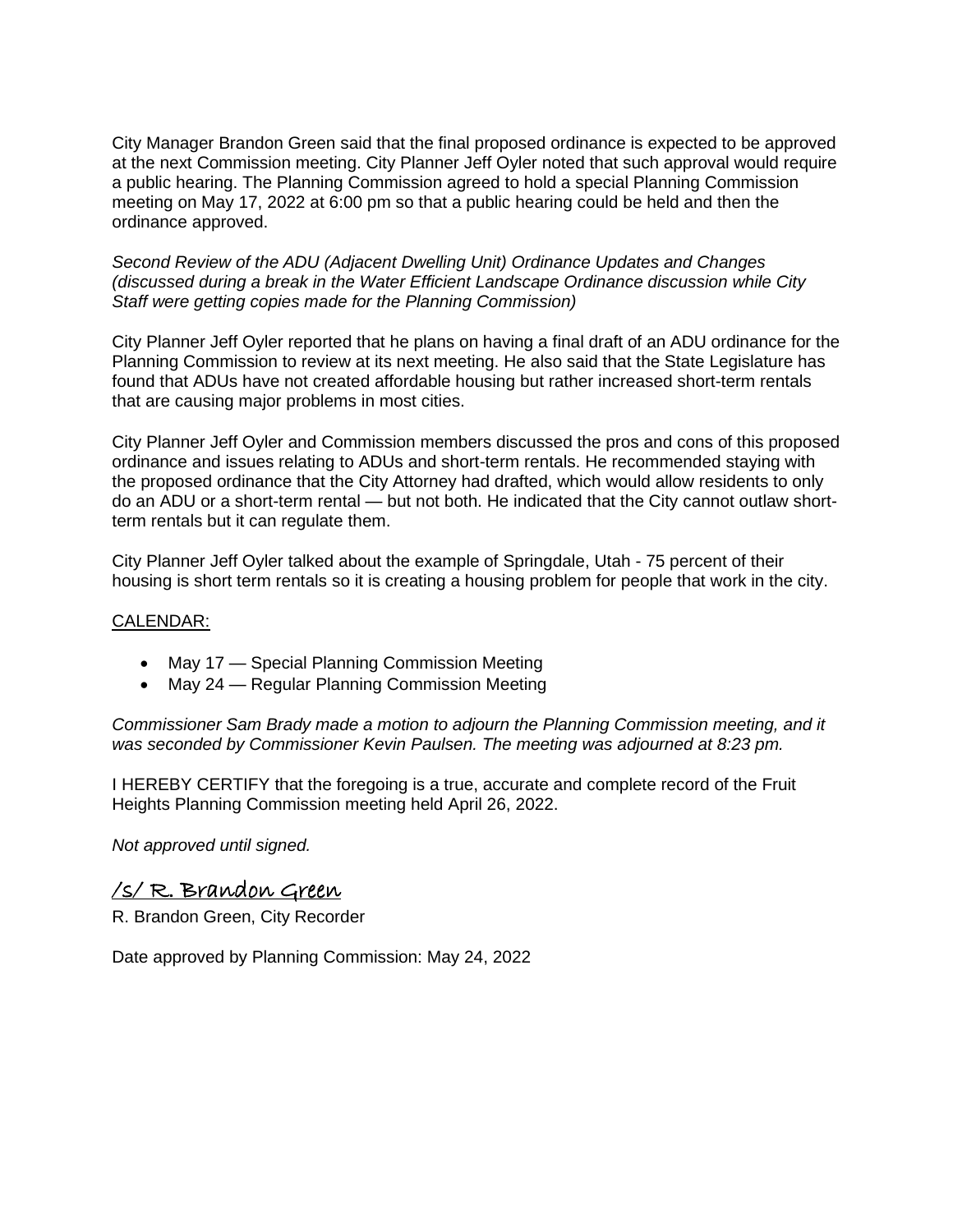City Manager Brandon Green said that the final proposed ordinance is expected to be approved at the next Commission meeting. City Planner Jeff Oyler noted that such approval would require a public hearing. The Planning Commission agreed to hold a special Planning Commission meeting on May 17, 2022 at 6:00 pm so that a public hearing could be held and then the ordinance approved.

*Second Review of the ADU (Adjacent Dwelling Unit) Ordinance Updates and Changes (discussed during a break in the Water Efficient Landscape Ordinance discussion while City Staff were getting copies made for the Planning Commission)*

City Planner Jeff Oyler reported that he plans on having a final draft of an ADU ordinance for the Planning Commission to review at its next meeting. He also said that the State Legislature has found that ADUs have not created affordable housing but rather increased short-term rentals that are causing major problems in most cities.

City Planner Jeff Oyler and Commission members discussed the pros and cons of this proposed ordinance and issues relating to ADUs and short-term rentals. He recommended staying with the proposed ordinance that the City Attorney had drafted, which would allow residents to only do an ADU or a short-term rental — but not both. He indicated that the City cannot outlaw short-term rentals but it can regulate them.

City Planner Jeff Oyler talked about the example of Springdale, Utah - 75 percent of their housing is short term rentals so it is creating a housing problem for people that work in the city.

<u>CALENDAR:</u>

- May 17 — Special Planning Commission Meeting
- May 24 — Regular Planning Commission Meeting

*Commissioner Sam Brady made a motion to adjourn the Planning Commission meeting, and it was seconded by Commissioner Kevin Paulsen. The meeting was adjourned at 8:23 pm.*

I HEREBY CERTIFY that the foregoing is a true, accurate and complete record of the Fruit Heights Planning Commission meeting held April 26, 2022.

*Not approved until signed.*

<u>/s/ R. Brandon Green</u>

R. Brandon Green, City Recorder

Date approved by Planning Commission: May 24, 2022